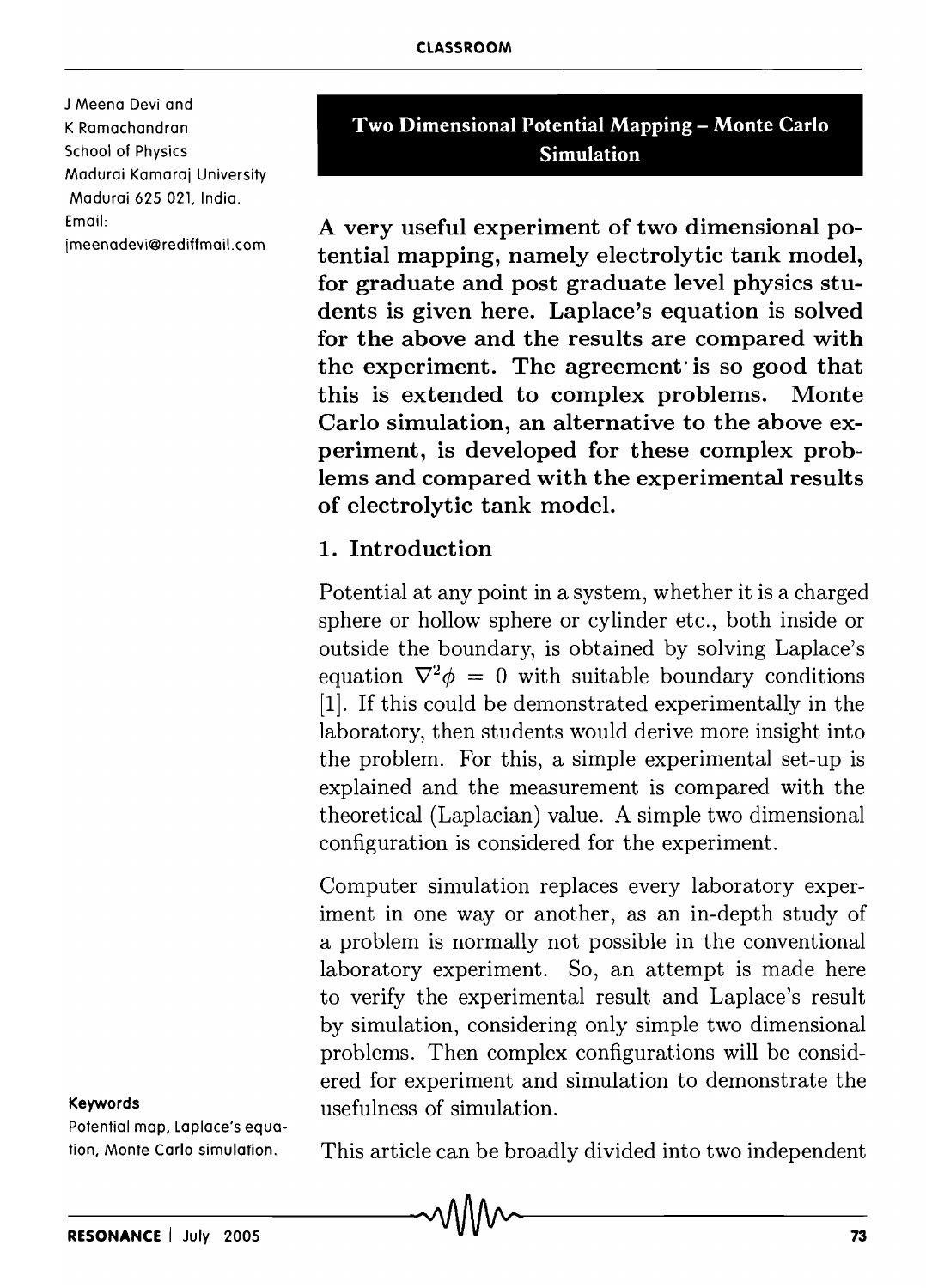# Two Dimensional Potential Mapping – Monte Carlo Simulation

J Meena Devi and K Ramachandran
School of Physics
Madurai Kamaraj University
Madurai 625 021, India.
Email: jmeenadevi@rediffmail.com

**A very useful experiment of two dimensional potential mapping, namely electrolytic tank model, for graduate and post graduate level physics students is given here. Laplace's equation is solved for the above and the results are compared with the experiment. The agreement is so good that this is extended to complex problems. Monte Carlo simulation, an alternative to the above experiment, is developed for these complex problems and compared with the experimental results of electrolytic tank model.**

## 1. Introduction

Potential at any point in a system, whether it is a charged sphere or hollow sphere or cylinder etc., both inside or outside the boundary, is obtained by solving Laplace's equation $\nabla^2\phi = 0$ with suitable boundary conditions [1]. If this could be demonstrated experimentally in the laboratory, then students would derive more insight into the problem. For this, a simple experimental set-up is explained and the measurement is compared with the theoretical (Laplacian) value. A simple two dimensional configuration is considered for the experiment.

Computer simulation replaces every laboratory experiment in one way or another, as an in-depth study of a problem is normally not possible in the conventional laboratory experiment. So, an attempt is made here to verify the experimental result and Laplace's result by simulation, considering only simple two dimensional problems. Then complex configurations will be considered for experiment and simulation to demonstrate the usefulness of simulation.

**Keywords**
Potential map, Laplace's equation, Monte Carlo simulation.

This article can be broadly divided into two independent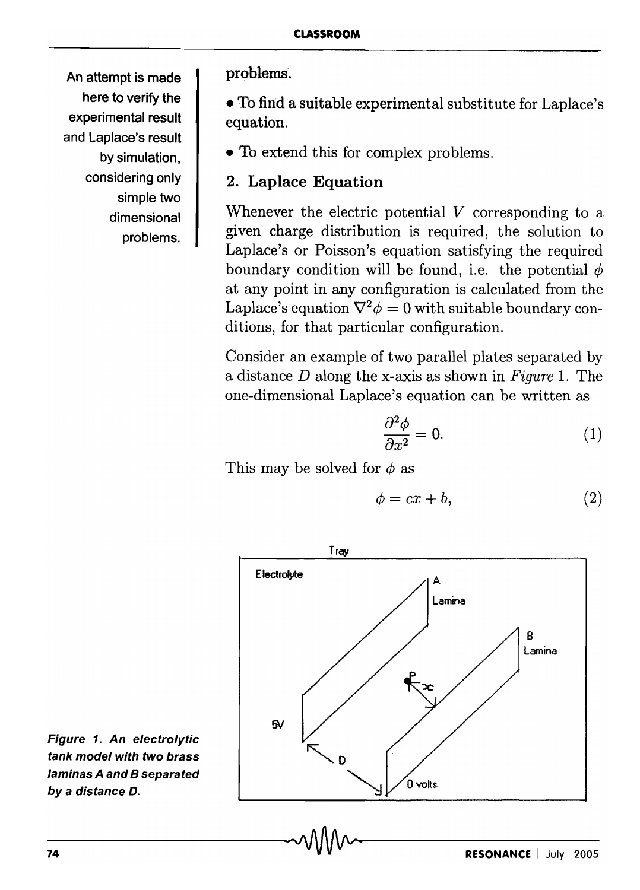An attempt is made here to verify the experimental result and Laplace's result by simulation, considering only simple two dimensional problems.

problems.

- To find a suitable experimental substitute for Laplace's equation.
- To extend this for complex problems.

## 2. Laplace Equation

Whenever the electric potential $V$ corresponding to a given charge distribution is required, the solution to Laplace's or Poisson's equation satisfying the required boundary condition will be found, i.e. the potential $\phi$ at any point in any configuration is calculated from the Laplace's equation $\nabla^2\phi = 0$ with suitable boundary conditions, for that particular configuration.

Consider an example of two parallel plates separated by a distance $D$ along the x-axis as shown in *Figure* 1. The one-dimensional Laplace's equation can be written as

$$\frac{\partial^2 \phi}{\partial x^2} = 0. \tag{1}$$

This may be solved for $\phi$ as

$$\phi = cx + b, \tag{2}$$

*Figure 1. An electrolytic tank model with two brass laminas A and B separated by a distance D.*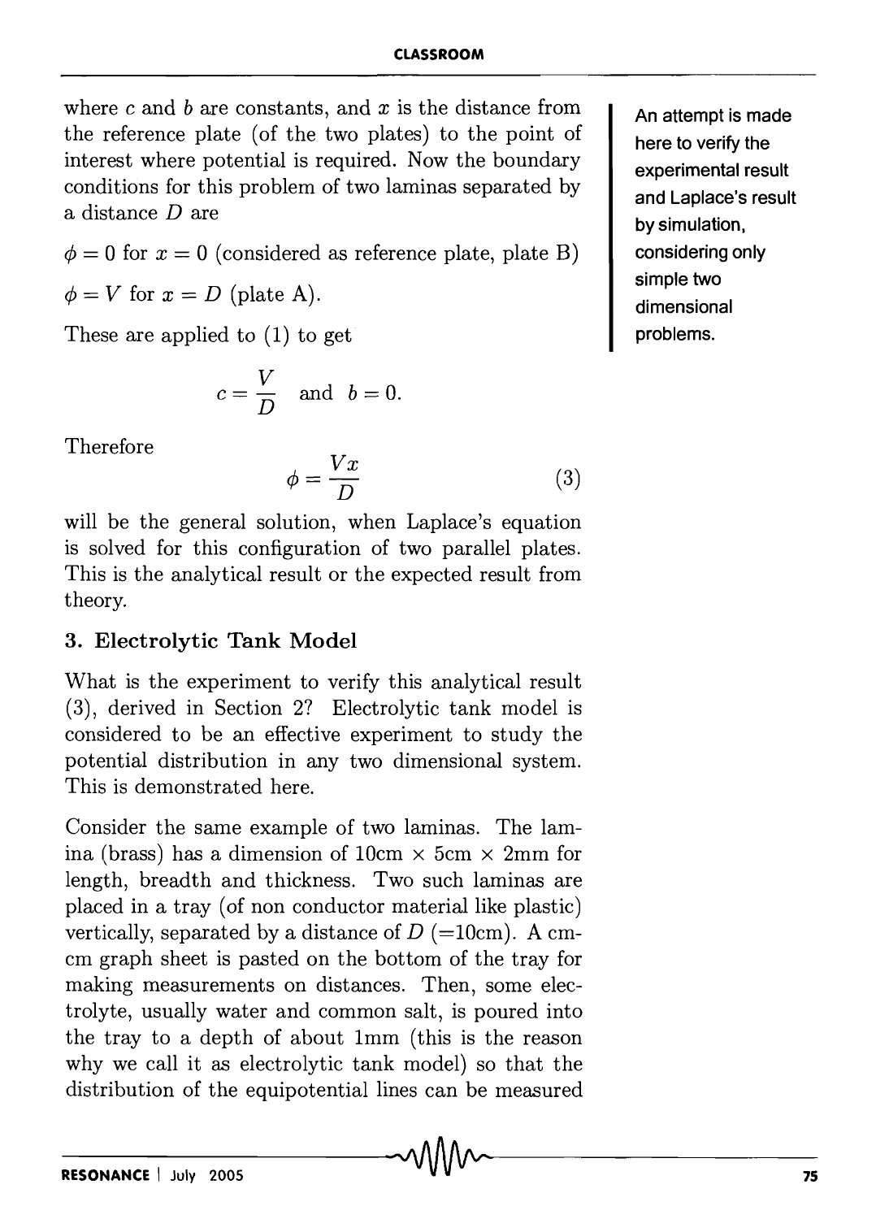where $c$ and $b$ are constants, and $x$ is the distance from the reference plate (of the two plates) to the point of interest where potential is required. Now the boundary conditions for this problem of two laminas separated by a distance $D$ are

$\phi = 0$ for $x = 0$ (considered as reference plate, plate B)

$\phi = V$ for $x = D$ (plate A).

These are applied to (1) to get

$$c = \frac{V}{D} \quad \text{and} \quad b = 0.$$

Therefore

$$\phi = \frac{Vx}{D} \tag{3}$$

will be the general solution, when Laplace's equation is solved for this configuration of two parallel plates. This is the analytical result or the expected result from theory.

An attempt is made here to verify the experimental result and Laplace's result by simulation, considering only simple two dimensional problems.

## 3. Electrolytic Tank Model

What is the experiment to verify this analytical result (3), derived in Section 2? Electrolytic tank model is considered to be an effective experiment to study the potential distribution in any two dimensional system. This is demonstrated here.

Consider the same example of two laminas. The lamina (brass) has a dimension of 10cm × 5cm × 2mm for length, breadth and thickness. Two such laminas are placed in a tray (of non conductor material like plastic) vertically, separated by a distance of $D$ (=10cm). A cm-cm graph sheet is pasted on the bottom of the tray for making measurements on distances. Then, some electrolyte, usually water and common salt, is poured into the tray to a depth of about 1mm (this is the reason why we call it as electrolytic tank model) so that the distribution of the equipotential lines can be measured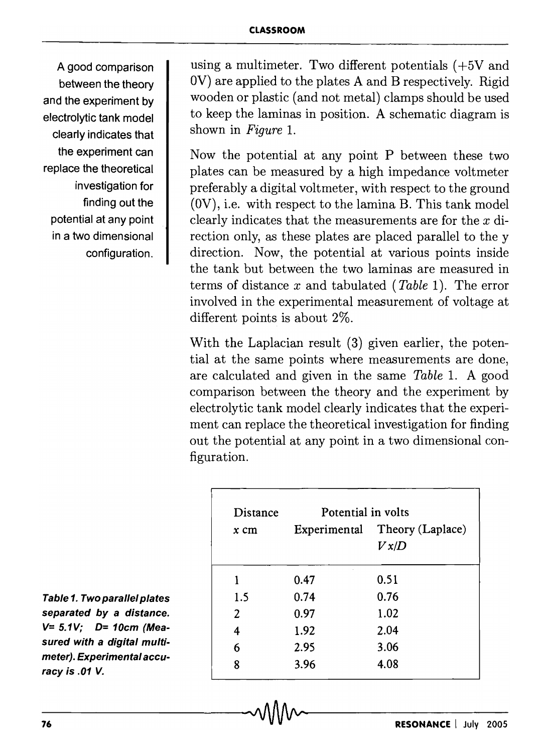A good comparison between the theory and the experiment by electrolytic tank model clearly indicates that the experiment can replace the theoretical investigation for finding out the potential at any point in a two dimensional configuration.

using a multimeter. Two different potentials (+5V and 0V) are applied to the plates A and B respectively. Rigid wooden or plastic (and not metal) clamps should be used to keep the laminas in position. A schematic diagram is shown in *Figure* 1.

Now the potential at any point P between these two plates can be measured by a high impedance voltmeter preferably a digital voltmeter, with respect to the ground (0V), i.e. with respect to the lamina B. This tank model clearly indicates that the measurements are for the $x$ direction only, as these plates are placed parallel to the y direction. Now, the potential at various points inside the tank but between the two laminas are measured in terms of distance $x$ and tabulated (*Table* 1). The error involved in the experimental measurement of voltage at different points is about 2%.

With the Laplacian result (3) given earlier, the potential at the same points where measurements are done, are calculated and given in the same *Table* 1. A good comparison between the theory and the experiment by electrolytic tank model clearly indicates that the experiment can replace the theoretical investigation for finding out the potential at any point in a two dimensional configuration.

| Distance | Potential in volts | |
|---|---|---|
| $x$ cm | Experimental | Theory (Laplace) $Vx/D$ |
| 1 | 0.47 | 0.51 |
| 1.5 | 0.74 | 0.76 |
| 2 | 0.97 | 1.02 |
| 4 | 1.92 | 2.04 |
| 6 | 2.95 | 3.06 |
| 8 | 3.96 | 4.08 |

***Table 1. Two parallel plates separated by a distance. V= 5.1V; D= 10cm (Measured with a digital multimeter). Experimental accuracy is .01 V.***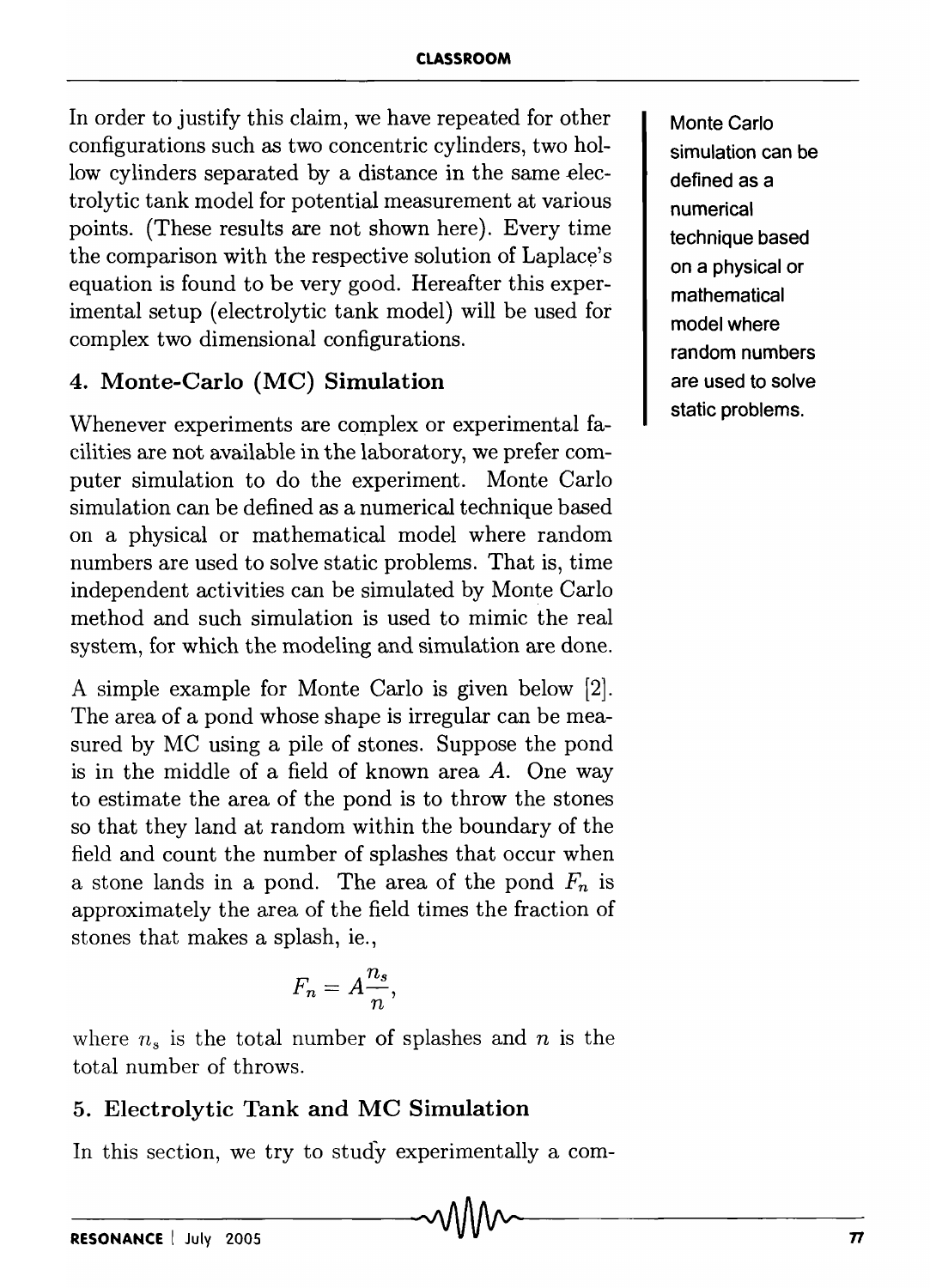In order to justify this claim, we have repeated for other configurations such as two concentric cylinders, two hollow cylinders separated by a distance in the same electrolytic tank model for potential measurement at various points. (These results are not shown here). Every time the comparison with the respective solution of Laplace's equation is found to be very good. Hereafter this experimental setup (electrolytic tank model) will be used for complex two dimensional configurations.

## 4. Monte-Carlo (MC) Simulation

Whenever experiments are complex or experimental facilities are not available in the laboratory, we prefer computer simulation to do the experiment. Monte Carlo simulation can be defined as a numerical technique based on a physical or mathematical model where random numbers are used to solve static problems. That is, time independent activities can be simulated by Monte Carlo method and such simulation is used to mimic the real system, for which the modeling and simulation are done.

> Monte Carlo simulation can be defined as a numerical technique based on a physical or mathematical model where random numbers are used to solve static problems.

A simple example for Monte Carlo is given below [2]. The area of a pond whose shape is irregular can be measured by MC using a pile of stones. Suppose the pond is in the middle of a field of known area $A$. One way to estimate the area of the pond is to throw the stones so that they land at random within the boundary of the field and count the number of splashes that occur when a stone lands in a pond. The area of the pond $F_n$ is approximately the area of the field times the fraction of stones that makes a splash, ie.,

$$F_n = A\frac{n_s}{n},$$

where $n_s$ is the total number of splashes and $n$ is the total number of throws.

## 5. Electrolytic Tank and MC Simulation

In this section, we try to study experimentally a com-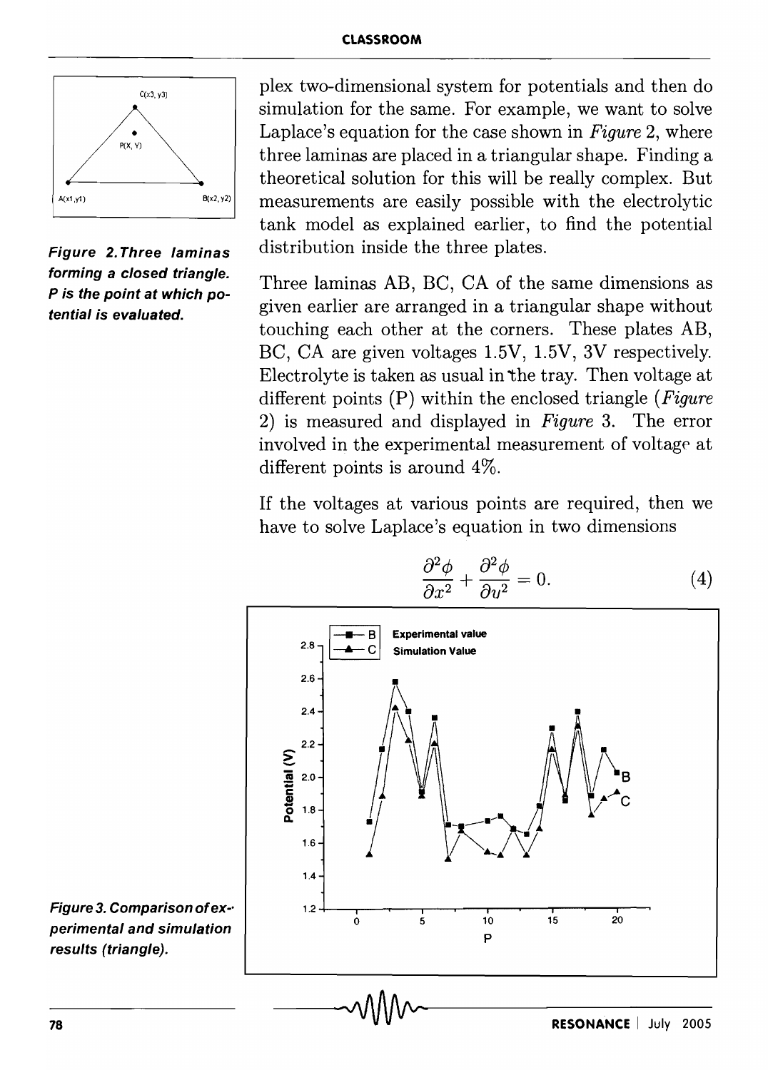Figure 2. Three laminas forming a closed triangle. P is the point at which potential is evaluated.

plex two-dimensional system for potentials and then do simulation for the same. For example, we want to solve Laplace's equation for the case shown in *Figure* 2, where three laminas are placed in a triangular shape. Finding a theoretical solution for this will be really complex. But measurements are easily possible with the electrolytic tank model as explained earlier, to find the potential distribution inside the three plates.

Three laminas AB, BC, CA of the same dimensions as given earlier are arranged in a triangular shape without touching each other at the corners. These plates AB, BC, CA are given voltages 1.5V, 1.5V, 3V respectively. Electrolyte is taken as usual in the tray. Then voltage at different points (P) within the enclosed triangle (*Figure* 2) is measured and displayed in *Figure* 3. The error involved in the experimental measurement of voltage at different points is around 4%.

If the voltages at various points are required, then we have to solve Laplace's equation in two dimensions

$$\frac{\partial^2 \phi}{\partial x^2} + \frac{\partial^2 \phi}{\partial y^2} = 0. \tag{4}$$

Figure 3. Comparison of experimental and simulation results (triangle).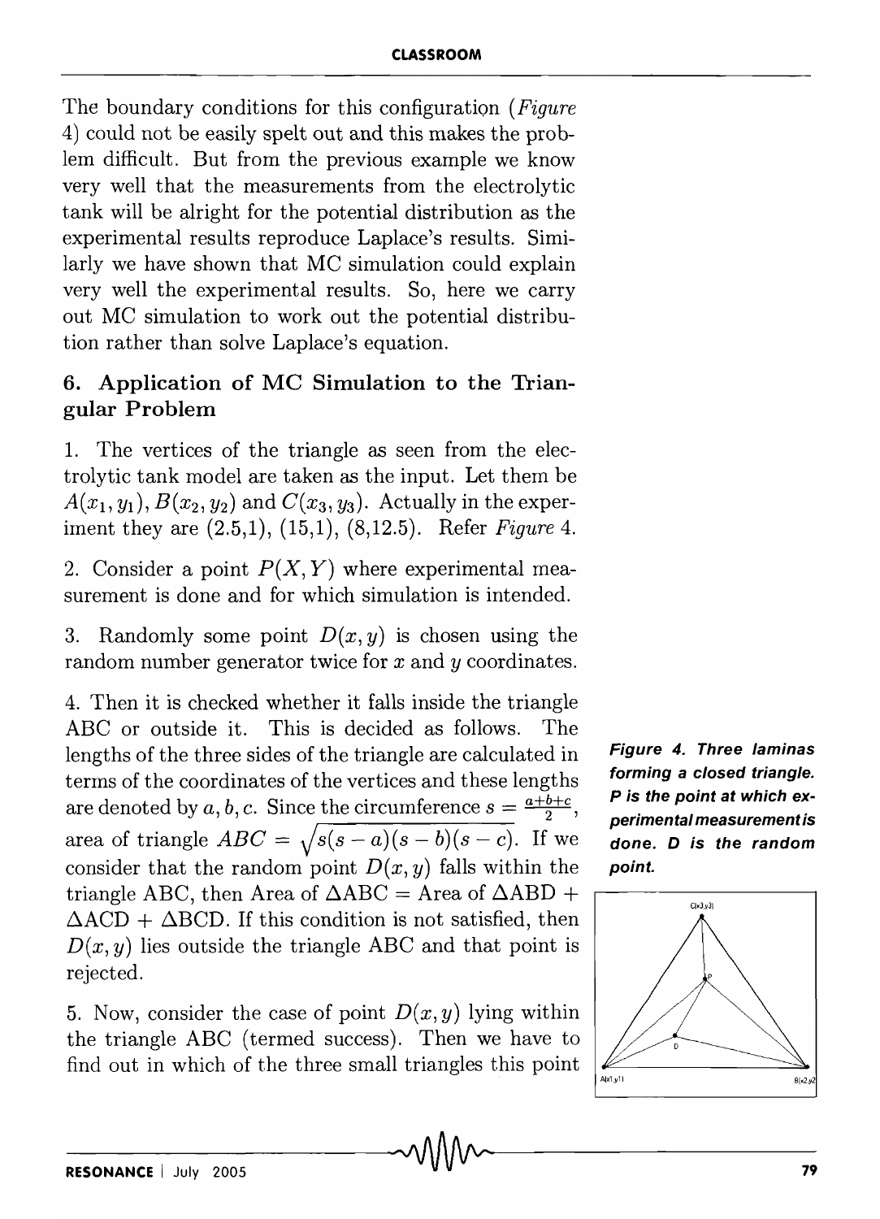The boundary conditions for this configuration (*Figure* 4) could not be easily spelt out and this makes the problem difficult. But from the previous example we know very well that the measurements from the electrolytic tank will be alright for the potential distribution as the experimental results reproduce Laplace's results. Similarly we have shown that MC simulation could explain very well the experimental results. So, here we carry out MC simulation to work out the potential distribution rather than solve Laplace's equation.

## 6. Application of MC Simulation to the Triangular Problem

1. The vertices of the triangle as seen from the electrolytic tank model are taken as the input. Let them be $A(x_1, y_1)$, $B(x_2, y_2)$ and $C(x_3, y_3)$. Actually in the experiment they are (2.5,1), (15,1), (8,12.5). Refer *Figure* 4.

2. Consider a point $P(X, Y)$ where experimental measurement is done and for which simulation is intended.

3. Randomly some point $D(x, y)$ is chosen using the random number generator twice for $x$ and $y$ coordinates.

4. Then it is checked whether it falls inside the triangle ABC or outside it. This is decided as follows. The lengths of the three sides of the triangle are calculated in terms of the coordinates of the vertices and these lengths are denoted by $a, b, c$. Since the circumference $s = \frac{a+b+c}{2}$, area of triangle $ABC = \sqrt{s(s-a)(s-b)(s-c)}$. If we consider that the random point $D(x, y)$ falls within the triangle ABC, then Area of $\Delta$ABC = Area of $\Delta$ABD + $\Delta$ACD + $\Delta$BCD. If this condition is not satisfied, then $D(x, y)$ lies outside the triangle ABC and that point is rejected.

5. Now, consider the case of point $D(x, y)$ lying within the triangle ABC (termed success). Then we have to find out in which of the three small triangles this point

**Figure 4. Three laminas forming a closed triangle. P is the point at which experimental measurement is done. D is the random point.**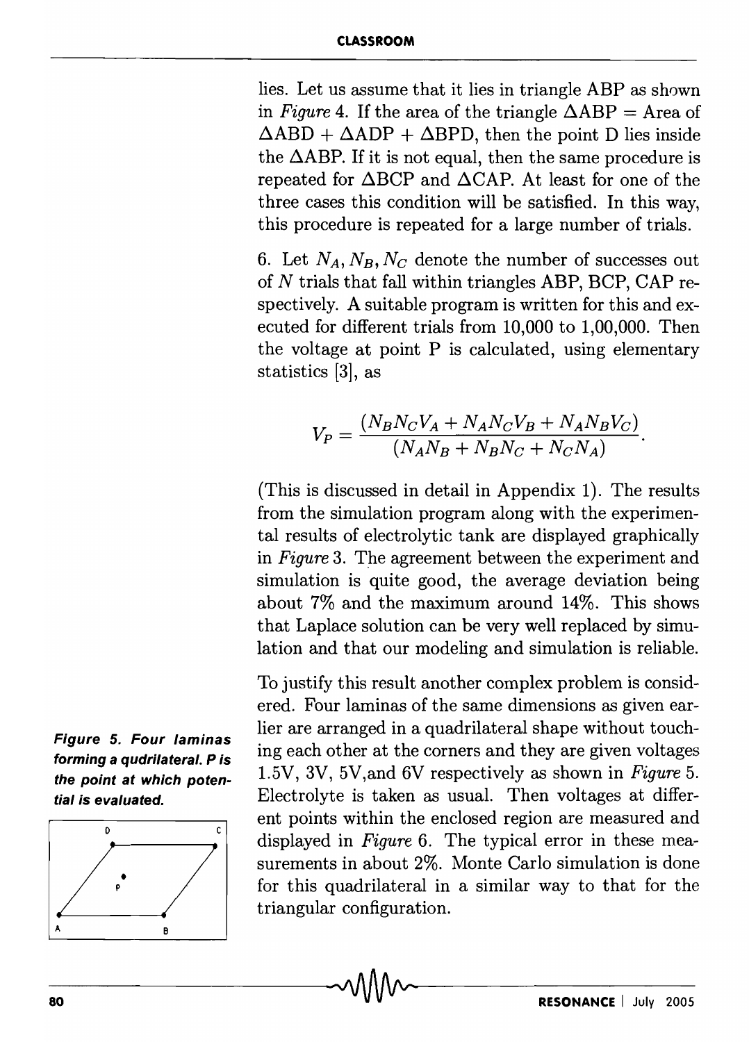lies. Let us assume that it lies in triangle ABP as shown in *Figure* 4. If the area of the triangle $\Delta ABP$ = Area of $\Delta ABD + \Delta ADP + \Delta BPD$, then the point D lies inside the $\Delta ABP$. If it is not equal, then the same procedure is repeated for $\Delta BCP$ and $\Delta CAP$. At least for one of the three cases this condition will be satisfied. In this way, this procedure is repeated for a large number of trials.

6. Let $N_A, N_B, N_C$ denote the number of successes out of $N$ trials that fall within triangles ABP, BCP, CAP respectively. A suitable program is written for this and executed for different trials from 10,000 to 1,00,000. Then the voltage at point P is calculated, using elementary statistics [3], as

$$V_P = \frac{(N_B N_C V_A + N_A N_C V_B + N_A N_B V_C)}{(N_A N_B + N_B N_C + N_C N_A)}.$$

(This is discussed in detail in Appendix 1). The results from the simulation program along with the experimental results of electrolytic tank are displayed graphically in *Figure* 3. The agreement between the experiment and simulation is quite good, the average deviation being about 7% and the maximum around 14%. This shows that Laplace solution can be very well replaced by simulation and that our modeling and simulation is reliable.

To justify this result another complex problem is considered. Four laminas of the same dimensions as given earlier are arranged in a quadrilateral shape without touching each other at the corners and they are given voltages 1.5V, 3V, 5V,and 6V respectively as shown in *Figure* 5. Electrolyte is taken as usual. Then voltages at different points within the enclosed region are measured and displayed in *Figure* 6. The typical error in these measurements in about 2%. Monte Carlo simulation is done for this quadrilateral in a similar way to that for the triangular configuration.

***Figure 5. Four laminas forming a qudrilateral. P is the point at which potential is evaluated.***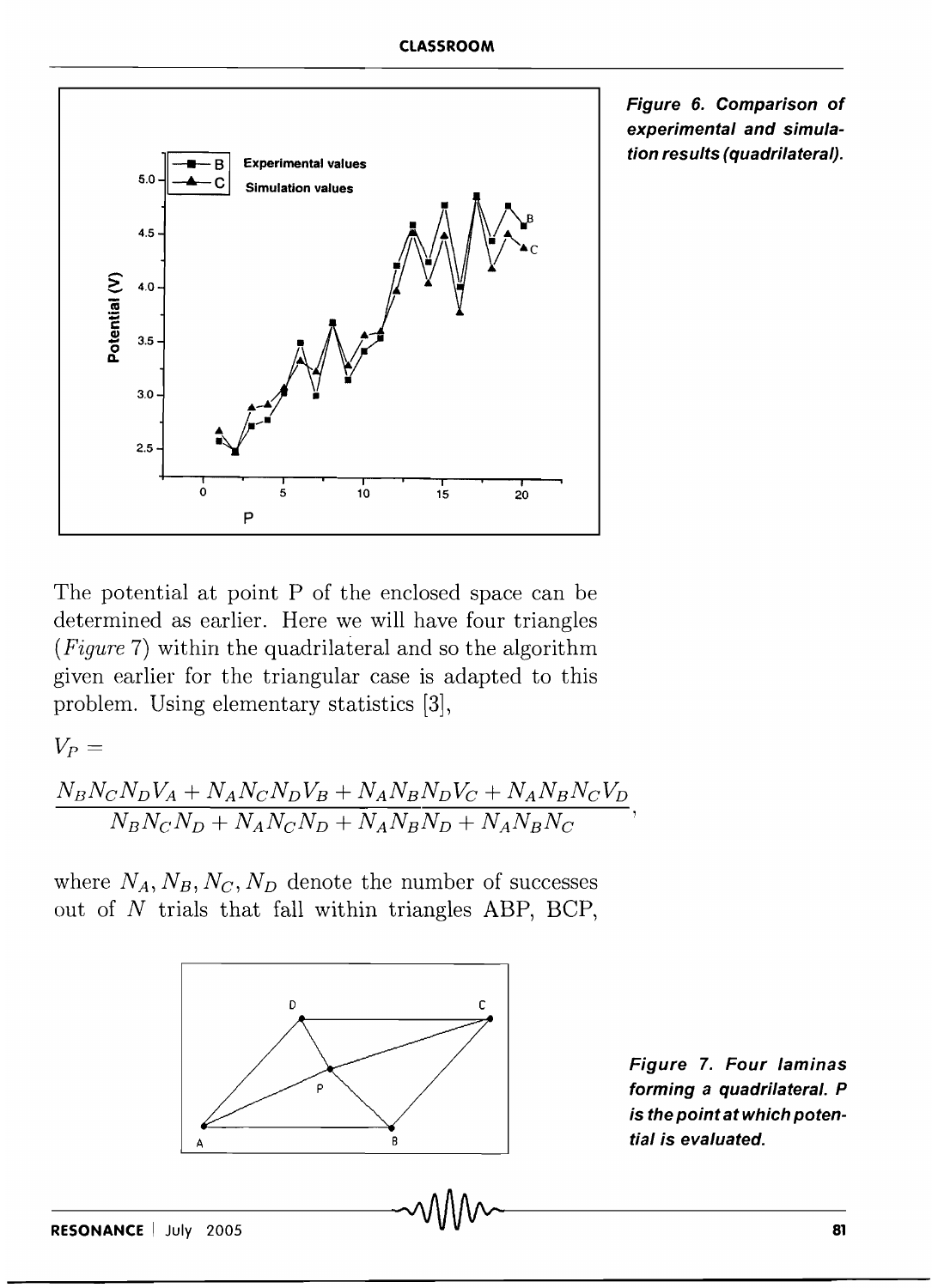Figure 6. Comparison of experimental and simulation results (quadrilateral).

The potential at point P of the enclosed space can be determined as earlier. Here we will have four triangles (*Figure* 7) within the quadrilateral and so the algorithm given earlier for the triangular case is adapted to this problem. Using elementary statistics [3],

$V_P =$

$$\frac{N_B N_C N_D V_A + N_A N_C N_D V_B + N_A N_B N_D V_C + N_A N_B N_C V_D}{N_B N_C N_D + N_A N_C N_D + N_A N_B N_D + N_A N_B N_C},$$

where $N_A, N_B, N_C, N_D$ denote the number of successes out of $N$ trials that fall within triangles ABP, BCP,

Figure 7. Four laminas forming a quadrilateral. P is the point at which potential is evaluated.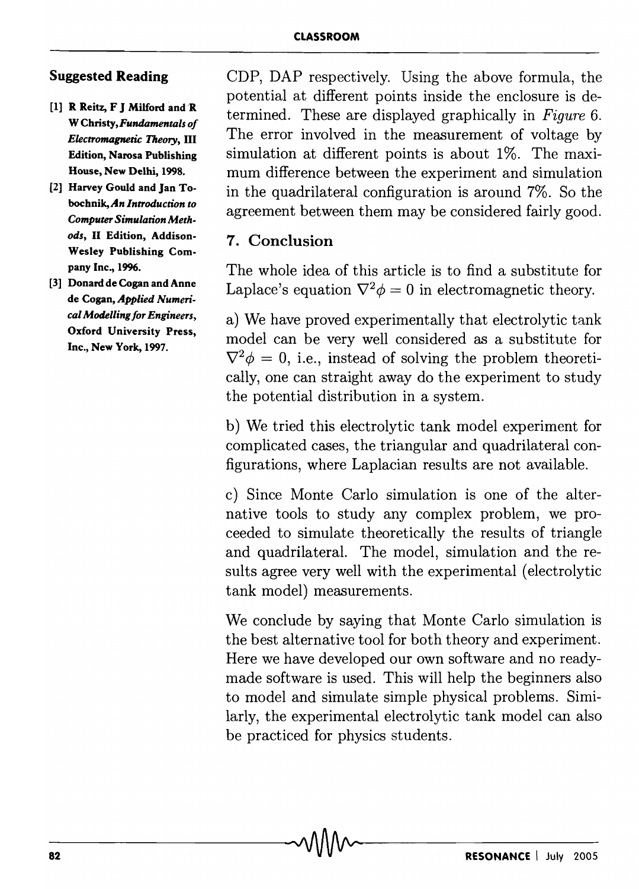CDP, DAP respectively. Using the above formula, the potential at different points inside the enclosure is determined. These are displayed graphically in *Figure* 6. The error involved in the measurement of voltage by simulation at different points is about 1%. The maximum difference between the experiment and simulation in the quadrilateral configuration is around 7%. So the agreement between them may be considered fairly good.

## 7. Conclusion

The whole idea of this article is to find a substitute for Laplace's equation $\nabla^2\phi = 0$ in electromagnetic theory.

a) We have proved experimentally that electrolytic tank model can be very well considered as a substitute for $\nabla^2\phi = 0$, i.e., instead of solving the problem theoretically, one can straight away do the experiment to study the potential distribution in a system.

b) We tried this electrolytic tank model experiment for complicated cases, the triangular and quadrilateral configurations, where Laplacian results are not available.

c) Since Monte Carlo simulation is one of the alternative tools to study any complex problem, we proceeded to simulate theoretically the results of triangle and quadrilateral. The model, simulation and the results agree very well with the experimental (electrolytic tank model) measurements.

We conclude by saying that Monte Carlo simulation is the best alternative tool for both theory and experiment. Here we have developed our own software and no ready-made software is used. This will help the beginners also to model and simulate simple physical problems. Similarly, the experimental electrolytic tank model can also be practiced for physics students.

### Suggested Reading

[1] **R Reitz, F J Milford and R W Christy,** ***Fundamentals of Electromagnetic Theory*****, III Edition, Narosa Publishing House, New Delhi, 1998.**

[2] **Harvey Gould and Jan Tobochnik,** ***An Introduction to Computer Simulation Methods*****, II Edition, Addison-Wesley Publishing Company Inc., 1996.**

[3] **Donard de Cogan and Anne de Cogan,** ***Applied Numerical Modelling for Engineers*****, Oxford University Press, Inc., New York, 1997.**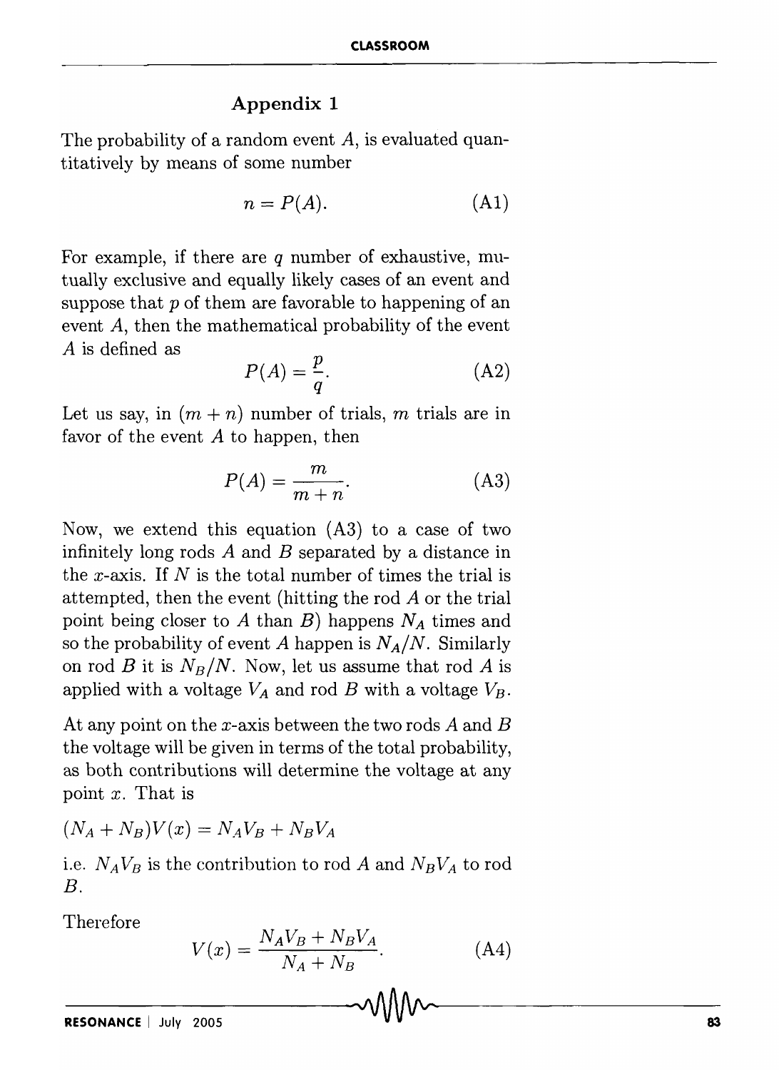## Appendix 1

The probability of a random event $A$, is evaluated quantitatively by means of some number

$$n = P(A). \tag{A1}$$

For example, if there are $q$ number of exhaustive, mutually exclusive and equally likely cases of an event and suppose that $p$ of them are favorable to happening of an event $A$, then the mathematical probability of the event $A$ is defined as

$$P(A) = \frac{p}{q}. \tag{A2}$$

Let us say, in $(m + n)$ number of trials, $m$ trials are in favor of the event $A$ to happen, then

$$P(A) = \frac{m}{m + n}. \tag{A3}$$

Now, we extend this equation (A3) to a case of two infinitely long rods $A$ and $B$ separated by a distance in the $x$-axis. If $N$ is the total number of times the trial is attempted, then the event (hitting the rod $A$ or the trial point being closer to $A$ than $B$) happens $N_A$ times and so the probability of event $A$ happen is $N_A/N$. Similarly on rod $B$ it is $N_B/N$. Now, let us assume that rod $A$ is applied with a voltage $V_A$ and rod $B$ with a voltage $V_B$.

At any point on the $x$-axis between the two rods $A$ and $B$ the voltage will be given in terms of the total probability, as both contributions will determine the voltage at any point $x$. That is

$$(N_A + N_B)V(x) = N_A V_B + N_B V_A$$

i.e. $N_A V_B$ is the contribution to rod $A$ and $N_B V_A$ to rod $B$.

Therefore

$$V(x) = \frac{N_A V_B + N_B V_A}{N_A + N_B}. \tag{A4}$$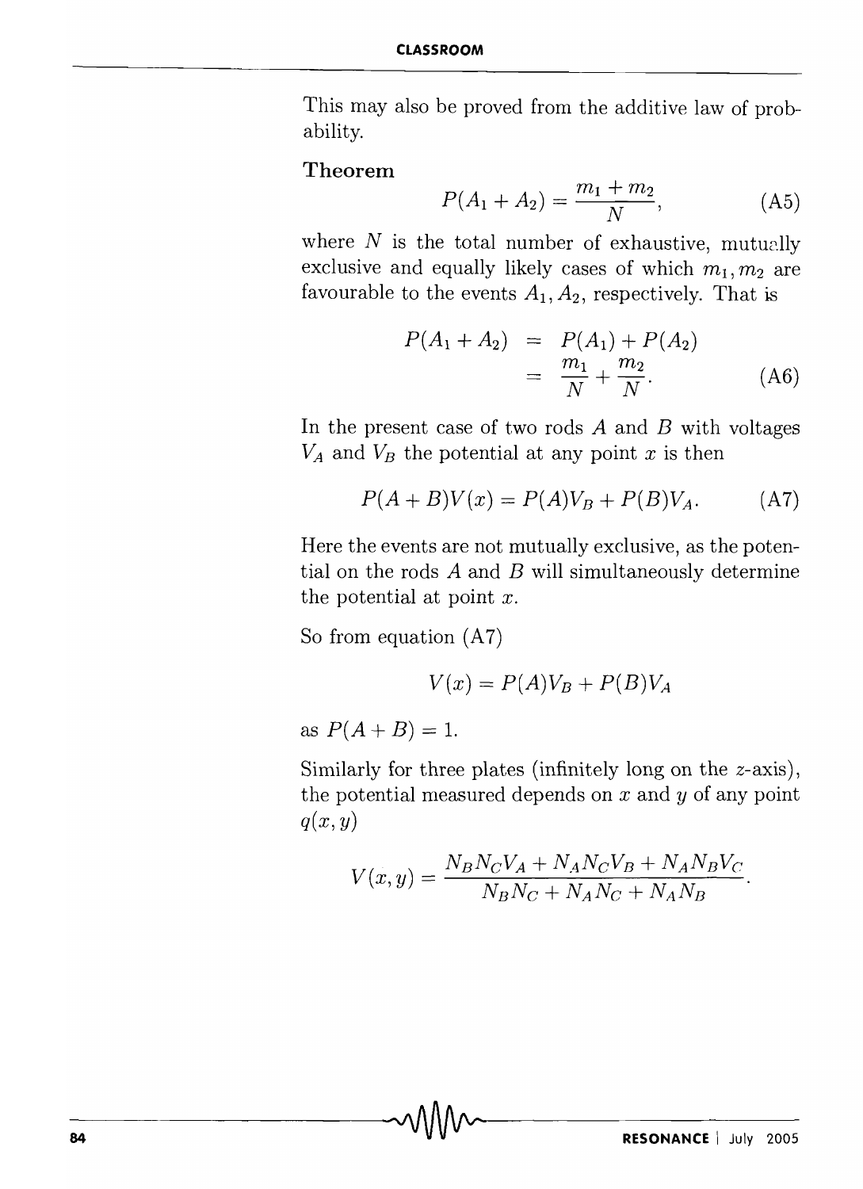This may also be proved from the additive law of probability.

**Theorem**

$$P(A_1 + A_2) = \frac{m_1 + m_2}{N}, \tag{A5}$$

where $N$ is the total number of exhaustive, mutually exclusive and equally likely cases of which $m_1, m_2$ are favourable to the events $A_1, A_2$, respectively. That is

$$\begin{aligned} P(A_1 + A_2) &= P(A_1) + P(A_2) \\ &= \frac{m_1}{N} + \frac{m_2}{N}. \end{aligned} \tag{A6}$$

In the present case of two rods $A$ and $B$ with voltages $V_A$ and $V_B$ the potential at any point $x$ is then

$$P(A + B)V(x) = P(A)V_B + P(B)V_A. \tag{A7}$$

Here the events are not mutually exclusive, as the potential on the rods $A$ and $B$ will simultaneously determine the potential at point $x$.

So from equation (A7)

$$V(x) = P(A)V_B + P(B)V_A$$

as $P(A + B) = 1$.

Similarly for three plates (infinitely long on the $z$-axis), the potential measured depends on $x$ and $y$ of any point $q(x, y)$

$$V(x, y) = \frac{N_B N_C V_A + N_A N_C V_B + N_A N_B V_C}{N_B N_C + N_A N_C + N_A N_B}.$$